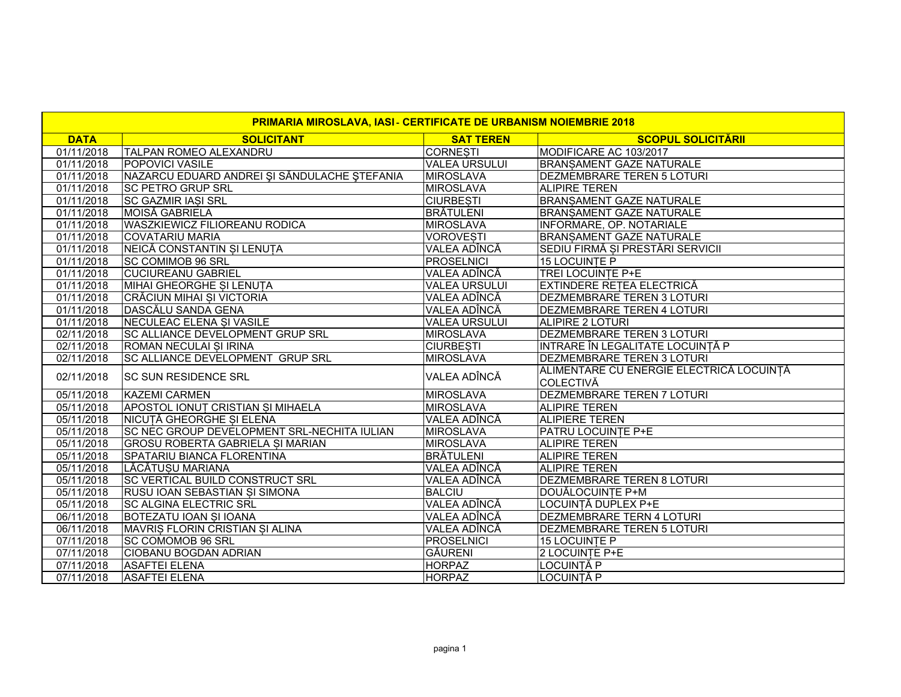| PRIMARIA MIROSLAVA, IASI - CERTIFICATE DE URBANISM NOIEMBRIE 2018 | | | |
|---|---|---|---|
| **DATA** | **SOLICITANT** | **SAT TEREN** | **SCOPUL SOLICITĂRII** |
| 01/11/2018 | TALPAN ROMEO ALEXANDRU | CORNEȘTI | MODIFICARE AC 103/2017 |
| 01/11/2018 | POPOVICI VASILE | VALEA URSULUI | BRANȘAMENT GAZE NATURALE |
| 01/11/2018 | NAZARCU EDUARD ANDREI ŞI SĂNDULACHE ŞTEFANIA | MIROSLAVA | DEZMEMBRARE TEREN 5 LOTURI |
| 01/11/2018 | SC PETRO GRUP SRL | MIROSLAVA | ALIPIRE TEREN |
| 01/11/2018 | SC GAZMIR IAȘI SRL | CIURBEȘTI | BRANȘAMENT GAZE NATURALE |
| 01/11/2018 | MOISĂ GABRIELA | BRĂTULENI | BRANȘAMENT GAZE NATURALE |
| 01/11/2018 | WASZKIEWICZ FILIOREANU RODICA | MIROSLAVA | INFORMARE, OP. NOTARIALE |
| 01/11/2018 | COVATARIU MARIA | VOROVEȘTI | BRANȘAMENT GAZE NATURALE |
| 01/11/2018 | NEICĂ CONSTANTIN ȘI LENUȚA | VALEA ADÎNCĂ | SEDIU FIRMĂ ȘI PRESTĂRI SERVICII |
| 01/11/2018 | SC COMIMOB 96 SRL | PROSELNICI | 15 LOCUINȚE P |
| 01/11/2018 | CUCIUREANU GABRIEL | VALEA ADÎNCĂ | TREI LOCUINȚE P+E |
| 01/11/2018 | MIHAI GHEORGHE ȘI LENUȚA | VALEA URSULUI | EXTINDERE REȚEA ELECTRICĂ |
| 01/11/2018 | CRĂCIUN MIHAI ȘI VICTORIA | VALEA ADÎNCĂ | DEZMEMBRARE TEREN 3 LOTURI |
| 01/11/2018 | DASCĂLU SANDA GENA | VALEA ADÎNCĂ | DEZMEMBRARE TEREN 4 LOTURI |
| 01/11/2018 | NECULEAC ELENA ȘI VASILE | VALEA URSULUI | ALIPIRE 2 LOTURI |
| 02/11/2018 | SC ALLIANCE DEVELOPMENT GRUP SRL | MIROSLAVA | DEZMEMBRARE TEREN 3 LOTURI |
| 02/11/2018 | ROMAN NECULAI ȘI IRINA | CIURBEȘTI | INTRARE ÎN LEGALITATE LOCUINȚĂ P |
| 02/11/2018 | SC ALLIANCE DEVELOPMENT GRUP SRL | MIROSLAVA | DEZMEMBRARE TEREN 3 LOTURI |
| 02/11/2018 | SC SUN RESIDENCE SRL | VALEA ADÎNCĂ | ALIMENTARE CU ENERGIE ELECTRICĂ LOCUINȚĂ COLECTIVĂ |
| 05/11/2018 | KAZEMI CARMEN | MIROSLAVA | DEZMEMBRARE TEREN 7 LOTURI |
| 05/11/2018 | APOSTOL IONUȚ CRISTIAN ȘI MIHAELA | MIROSLAVA | ALIPIRE TEREN |
| 05/11/2018 | NICUȚĂ GHEORGHE ȘI ELENA | VALEA ADÎNCĂ | ALIPIERE TEREN |
| 05/11/2018 | SC NEC GROUP DEVELOPMENT SRL-NECHITA IULIAN | MIROSLAVA | PATRU LOCUINȚE P+E |
| 05/11/2018 | GROSU ROBERTA GABRIELA ȘI MARIAN | MIROSLAVA | ALIPIRE TEREN |
| 05/11/2018 | SPATARIU BIANCA FLORENTINA | BRĂTULENI | ALIPIRE TEREN |
| 05/11/2018 | LĂCĂTUȘU MARIANA | VALEA ADÎNCĂ | ALIPIRE TEREN |
| 05/11/2018 | SC VERTICAL BUILD CONSTRUCT SRL | VALEA ADÎNCĂ | DEZMEMBRARE TEREN 8 LOTURI |
| 05/11/2018 | RUSU IOAN SEBASTIAN ȘI SIMONA | BALCIU | DOUĂLOCUINȚE P+M |
| 05/11/2018 | SC ALGINA ELECTRIC SRL | VALEA ADÎNCĂ | LOCUINȚĂ DUPLEX P+E |
| 06/11/2018 | BOTEZATU IOAN ȘI IOANA | VALEA ADÎNCĂ | DEZMEMBRARE TERN 4 LOTURI |
| 06/11/2018 | MAVRIȘ FLORIN CRISTIAN ȘI ALINA | VALEA ADÎNCĂ | DEZMEMBRARE TEREN 5 LOTURI |
| 07/11/2018 | SC COMOMOB 96 SRL | PROSELNICI | 15 LOCUINȚE P |
| 07/11/2018 | CIOBANU BOGDAN ADRIAN | GĂURENI | 2 LOCUINȚE P+E |
| 07/11/2018 | ASAFTEI ELENA | HORPAZ | LOCUINȚĂ P |
| 07/11/2018 | ASAFTEI ELENA | HORPAZ | LOCUINȚĂ P |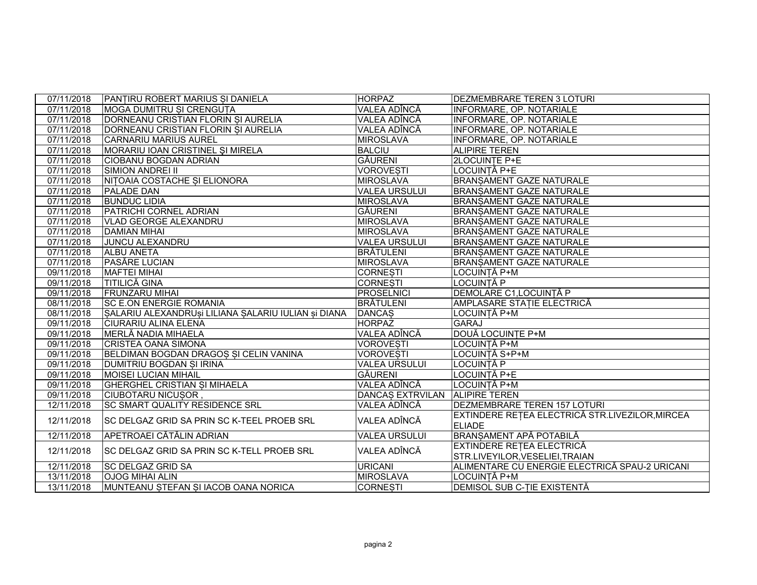| 07/11/2018 | PANȚIRU ROBERT MARIUS ȘI DANIELA | HORPAZ | DEZMEMBRARE TEREN 3 LOTURI |
|---|---|---|---|
| 07/11/2018 | MOGA DUMITRU ȘI CRENGUȚA | VALEA ADÎNCĂ | INFORMARE, OP. NOTARIALE |
| 07/11/2018 | DORNEANU CRISTIAN FLORIN ȘI AURELIA | VALEA ADÎNCĂ | INFORMARE, OP. NOTARIALE |
| 07/11/2018 | DORNEANU CRISTIAN FLORIN ȘI AURELIA | VALEA ADÎNCĂ | INFORMARE, OP. NOTARIALE |
| 07/11/2018 | CARNARIU MARIUS AUREL | MIROSLAVA | INFORMARE, OP. NOTARIALE |
| 07/11/2018 | MORARIU IOAN CRISTINEL ŞI MIRELA | BALCIU | ALIPIRE TEREN |
| 07/11/2018 | CIOBANU BOGDAN ADRIAN | GĂURENI | 2LOCUINȚE P+E |
| 07/11/2018 | SIMION ANDREI II | VOROVEȘTI | LOCUINȚĂ P+E |
| 07/11/2018 | NIȚOAIA COSTACHE ȘI ELIONORA | MIROSLAVA | BRANȘAMENT GAZE NATURALE |
| 07/11/2018 | PALADE DAN | VALEA URSULUI | BRANȘAMENT GAZE NATURALE |
| 07/11/2018 | BUNDUC LIDIA | MIROSLAVA | BRANȘAMENT GAZE NATURALE |
| 07/11/2018 | PATRICHI CORNEL ADRIAN | GĂURENI | BRANȘAMENT GAZE NATURALE |
| 07/11/2018 | VLAD GEORGE ALEXANDRU | MIROSLAVA | BRANȘAMENT GAZE NATURALE |
| 07/11/2018 | DAMIAN MIHAI | MIROSLAVA | BRANȘAMENT GAZE NATURALE |
| 07/11/2018 | JUNCU ALEXANDRU | VALEA URSULUI | BRANȘAMENT GAZE NATURALE |
| 07/11/2018 | ALBU ANETA | BRĂTULENI | BRANȘAMENT GAZE NATURALE |
| 07/11/2018 | PASĂRE LUCIAN | MIROSLAVA | BRANȘAMENT GAZE NATURALE |
| 09/11/2018 | MAFTEI MIHAI | CORNEȘTI | LOCUINȚĂ P+M |
| 09/11/2018 | TITILICĂ GINA | CORNEȘTI | LOCUINȚĂ P |
| 09/11/2018 | FRUNZARU MIHAI | PROSELNICI | DEMOLARE C1,LOCUINȚĂ P |
| 08/11/2018 | SC E.ON ENERGIE ROMANIA | BRĂTULENI | AMPLASARE STAȚIE ELECTRICĂ |
| 08/11/2018 | ȘALARIU ALEXANDRUși LILIANA ȘALARIU IULIAN și DIANA | DANCAȘ | LOCUINȚĂ P+M |
| 09/11/2018 | CIURARIU ALINA ELENA | HORPAZ | GARAJ |
| 09/11/2018 | MERLĂ NADIA MIHAELA | VALEA ADÎNCĂ | DOUĂ LOCUINȚE P+M |
| 09/11/2018 | CRISTEA OANA SIMONA | VOROVEȘTI | LOCUINȚĂ P+M |
| 09/11/2018 | BELDIMAN BOGDAN DRAGOȘ ȘI CELIN VANINA | VOROVEȘTI | LOCUINȚĂ S+P+M |
| 09/11/2018 | DUMITRIU BOGDAN ȘI IRINA | VALEA URSULUI | LOCUINȚĂ P |
| 09/11/2018 | MOISEI LUCIAN MIHAIL | GĂURENI | LOCUINȚĂ P+E |
| 09/11/2018 | GHERGHEL CRISTIAN ȘI MIHAELA | VALEA ADÎNCĂ | LOCUINȚĂ P+M |
| 09/11/2018 | CIUBOTARU NICUȘOR , | DANCAȘ EXTRVILAN | ALIPIRE TEREN |
| 12/11/2018 | SC SMART QUALITY RESIDENCE SRL | VALEA ADÎNCĂ | DEZMEMBRARE TEREN 157 LOTURI |
| 12/11/2018 | SC DELGAZ GRID SA PRIN SC K-TEEL PROEB SRL | VALEA ADÎNCĂ | EXTINDERE REȚEA ELECTRICĂ STR.LIVEZILOR,MIRCEA ELIADE |
| 12/11/2018 | APETROAEI CĂTĂLIN ADRIAN | VALEA URSULUI | BRANȘAMENT APĂ POTABILĂ |
| 12/11/2018 | SC DELGAZ GRID SA PRIN SC K-TELL PROEB SRL | VALEA ADÎNCĂ | EXTINDERE REȚEA ELECTRICĂ STR.LIVEYILOR,VESELIEI,TRAIAN |
| 12/11/2018 | SC DELGAZ GRID SA | URICANI | ALIMENTARE CU ENERGIE ELECTRICĂ SPAU-2 URICANI |
| 13/11/2018 | OJOG MIHAI ALIN | MIROSLAVA | LOCUINȚĂ P+M |
| 13/11/2018 | MUNTEANU ȘTEFAN ȘI IACOB OANA NORICA | CORNEȘTI | DEMISOL SUB C-ȚIE EXISTENTĂ |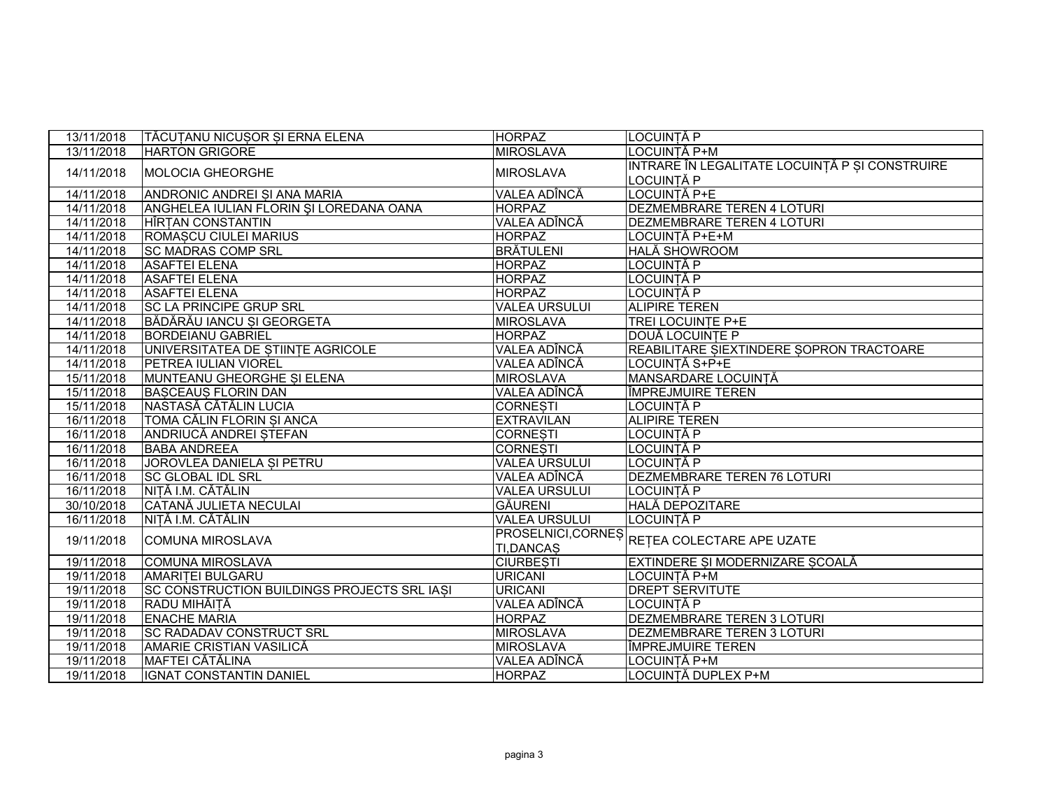| 13/11/2018 | TĂCUȚANU NICUȘOR ȘI ERNA ELENA | HORPAZ | LOCUINȚĂ P |
|---|---|---|---|
| 13/11/2018 | HARTON GRIGORE | MIROSLAVA | LOCUINȚĂ P+M |
| 14/11/2018 | MOLOCIA GHEORGHE | MIROSLAVA | INTRARE ÎN LEGALITATE LOCUINȚĂ P ȘI CONSTRUIRE LOCUINȚĂ P |
| 14/11/2018 | ANDRONIC ANDREI ȘI ANA MARIA | VALEA ADÎNCĂ | LOCUINȚĂ P+E |
| 14/11/2018 | ANGHELEA IULIAN FLORIN ŞI LOREDANA OANA | HORPAZ | DEZMEMBRARE TEREN 4 LOTURI |
| 14/11/2018 | HÎRȚAN CONSTANTIN | VALEA ADÎNCĂ | DEZMEMBRARE TEREN 4 LOTURI |
| 14/11/2018 | ROMAȘCU CIULEI MARIUS | HORPAZ | LOCUINȚĂ P+E+M |
| 14/11/2018 | SC MADRAS COMP SRL | BRĂTULENI | HALĂ SHOWROOM |
| 14/11/2018 | ASAFTEI ELENA | HORPAZ | LOCUINȚĂ P |
| 14/11/2018 | ASAFTEI ELENA | HORPAZ | LOCUINȚĂ P |
| 14/11/2018 | ASAFTEI ELENA | HORPAZ | LOCUINȚĂ P |
| 14/11/2018 | SC LA PRINCIPE GRUP SRL | VALEA URSULUI | ALIPIRE TEREN |
| 14/11/2018 | BĂDĂRĂU IANCU ȘI GEORGETA | MIROSLAVA | TREI LOCUINȚE P+E |
| 14/11/2018 | BORDEIANU GABRIEL | HORPAZ | DOUĂ LOCUINȚE P |
| 14/11/2018 | UNIVERSITATEA DE ȘTIINȚE AGRICOLE | VALEA ADÎNCĂ | REABILITARE ȘIEXTINDERE ȘOPRON TRACTOARE |
| 14/11/2018 | PETREA IULIAN VIOREL | VALEA ADÎNCĂ | LOCUINȚĂ S+P+E |
| 15/11/2018 | MUNTEANU GHEORGHE ȘI ELENA | MIROSLAVA | MANSARDARE LOCUINȚĂ |
| 15/11/2018 | BAȘCEAUȘ FLORIN DAN | VALEA ADÎNCĂ | ÎMPREJMUIRE TEREN |
| 15/11/2018 | NASTASĂ CĂTĂLIN LUCIA | CORNEȘTI | LOCUINȚĂ P |
| 16/11/2018 | TOMA CĂLIN FLORIN ȘI ANCA | EXTRAVILAN | ALIPIRE TEREN |
| 16/11/2018 | ANDRIUCĂ ANDREI ȘTEFAN | CORNEȘTI | LOCUINȚĂ P |
| 16/11/2018 | BABA ANDREEA | CORNEȘTI | LOCUINȚĂ P |
| 16/11/2018 | JOROVLEA DANIELA ȘI PETRU | VALEA URSULUI | LOCUINȚĂ P |
| 16/11/2018 | SC GLOBAL IDL SRL | VALEA ADÎNCĂ | DEZMEMBRARE TEREN 76 LOTURI |
| 16/11/2018 | NIȚĂ I.M. CĂTĂLIN | VALEA URSULUI | LOCUINȚĂ P |
| 30/10/2018 | CATANĂ JULIETA NECULAI | GĂURENI | HALĂ DEPOZITARE |
| 16/11/2018 | NIȚĂ I.M. CĂTĂLIN | VALEA URSULUI | LOCUINȚĂ P |
| 19/11/2018 | COMUNA MIROSLAVA | PROSELNICI,CORNEȘTI,DANCAȘ | REȚEA COLECTARE APE UZATE |
| 19/11/2018 | COMUNA MIROSLAVA | CIURBEȘTI | EXTINDERE ȘI MODERNIZARE ȘCOALĂ |
| 19/11/2018 | AMARIȚEI BULGARU | URICANI | LOCUINȚĂ P+M |
| 19/11/2018 | SC CONSTRUCTION BUILDINGS PROJECTS SRL IAȘI | URICANI | DREPT SERVITUTE |
| 19/11/2018 | RADU MIHĂIȚĂ | VALEA ADÎNCĂ | LOCUINȚĂ P |
| 19/11/2018 | ENACHE MARIA | HORPAZ | DEZMEMBRARE TEREN 3 LOTURI |
| 19/11/2018 | SC RADADAV CONSTRUCT SRL | MIROSLAVA | DEZMEMBRARE TEREN 3 LOTURI |
| 19/11/2018 | AMARIE CRISTIAN VASILICĂ | MIROSLAVA | ÎMPREJMUIRE TEREN |
| 19/11/2018 | MAFTEI CĂTĂLINA | VALEA ADÎNCĂ | LOCUINȚĂ P+M |
| 19/11/2018 | IGNAT CONSTANTIN DANIEL | HORPAZ | LOCUINȚĂ DUPLEX P+M |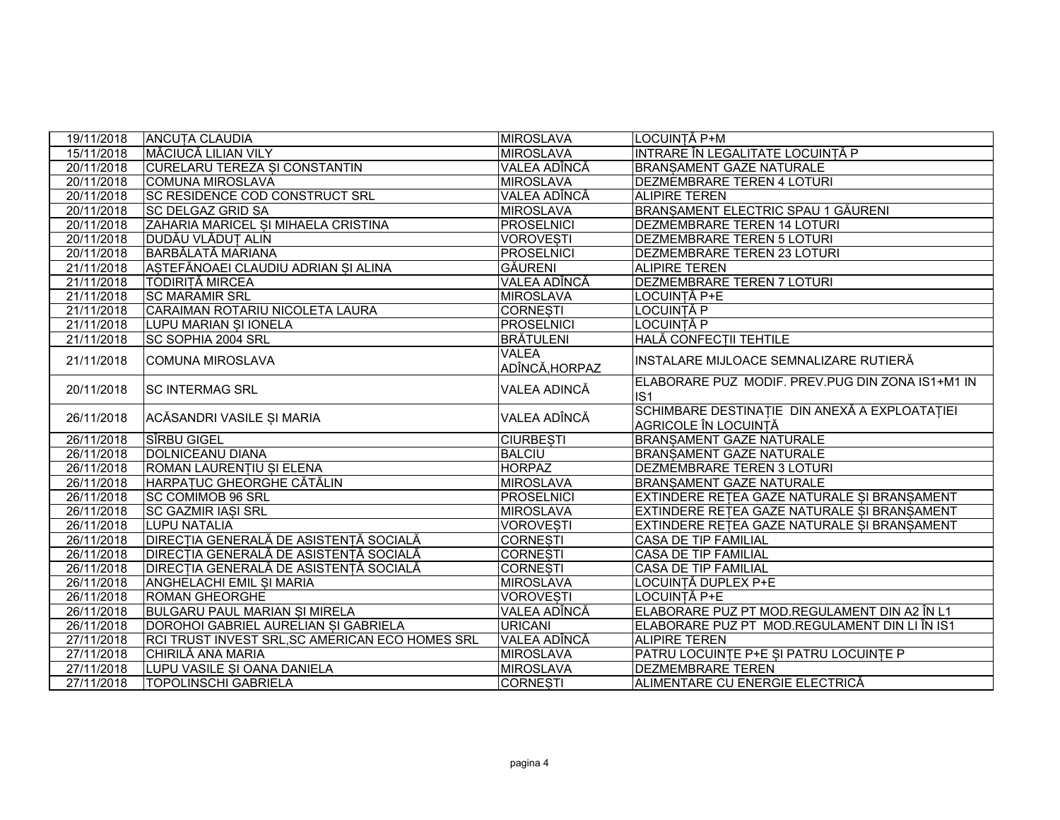| | | | |
|---|---|---|---|
| 19/11/2018 | ANCUȚA CLAUDIA | MIROSLAVA | LOCUINȚĂ P+M |
| 15/11/2018 | MĂCIUCĂ LILIAN VILY | MIROSLAVA | INTRARE ÎN LEGALITATE LOCUINȚĂ P |
| 20/11/2018 | CURELARU TEREZA ȘI CONSTANTIN | VALEA ADÎNCĂ | BRANȘAMENT GAZE NATURALE |
| 20/11/2018 | COMUNA MIROSLAVA | MIROSLAVA | DEZMEMBRARE TEREN 4 LOTURI |
| 20/11/2018 | SC RESIDENCE COD CONSTRUCT SRL | VALEA ADÎNCĂ | ALIPIRE TEREN |
| 20/11/2018 | SC DELGAZ GRID SA | MIROSLAVA | BRANȘAMENT ELECTRIC SPAU 1 GĂURENI |
| 20/11/2018 | ZAHARIA MARICEL ȘI MIHAELA CRISTINA | PROSELNICI | DEZMEMBRARE TEREN 14 LOTURI |
| 20/11/2018 | DUDĂU VLĂDUȚ ALIN | VOROVEȘTI | DEZMEMBRARE TEREN 5 LOTURI |
| 20/11/2018 | BARBĂLATĂ MARIANA | PROSELNICI | DEZMEMBRARE TEREN 23 LOTURI |
| 21/11/2018 | AȘTEFĂNOAEI CLAUDIU ADRIAN ȘI ALINA | GĂURENI | ALIPIRE TEREN |
| 21/11/2018 | TODIRIȚĂ MIRCEA | VALEA ADÎNCĂ | DEZMEMBRARE TEREN 7 LOTURI |
| 21/11/2018 | SC MARAMIR SRL | MIROSLAVA | LOCUINȚĂ P+E |
| 21/11/2018 | CARAIMAN ROTARIU NICOLETA LAURA | CORNEȘTI | LOCUINȚĂ P |
| 21/11/2018 | LUPU MARIAN ȘI IONELA | PROSELNICI | LOCUINȚĂ P |
| 21/11/2018 | SC SOPHIA 2004 SRL | BRĂTULENI | HALĂ CONFECȚII TEHTILE |
| 21/11/2018 | COMUNA MIROSLAVA | VALEA ADÎNCĂ,HORPAZ | INSTALARE MIJLOACE SEMNALIZARE RUTIERĂ |
| 20/11/2018 | SC INTERMAG SRL | VALEA ADINCĂ | ELABORARE PUZ MODIF. PREV.PUG DIN ZONA IS1+M1 IN IS1 |
| 26/11/2018 | ACĂSANDRI VASILE ȘI MARIA | VALEA ADÎNCĂ | SCHIMBARE DESTINAȚIE DIN ANEXĂ A EXPLOATAȚIEI AGRICOLE ÎN LOCUINȚĂ |
| 26/11/2018 | SÎRBU GIGEL | CIURBEȘTI | BRANȘAMENT GAZE NATURALE |
| 26/11/2018 | DOLNICEANU DIANA | BALCIU | BRANȘAMENT GAZE NATURALE |
| 26/11/2018 | ROMAN LAURENȚIU ȘI ELENA | HORPAZ | DEZMEMBRARE TEREN 3 LOTURI |
| 26/11/2018 | HARPAȚUC GHEORGHE CĂTĂLIN | MIROSLAVA | BRANȘAMENT GAZE NATURALE |
| 26/11/2018 | SC COMIMOB 96 SRL | PROSELNICI | EXTINDERE REȚEA GAZE NATURALE ȘI BRANȘAMENT |
| 26/11/2018 | SC GAZMIR IAȘI SRL | MIROSLAVA | EXTINDERE REȚEA GAZE NATURALE ȘI BRANȘAMENT |
| 26/11/2018 | LUPU NATALIA | VOROVEȘTI | EXTINDERE REȚEA GAZE NATURALE ȘI BRANȘAMENT |
| 26/11/2018 | DIRECȚIA GENERALĂ DE ASISTENȚĂ SOCIALĂ | CORNEȘTI | CASA DE TIP FAMILIAL |
| 26/11/2018 | DIRECȚIA GENERALĂ DE ASISTENȚĂ SOCIALĂ | CORNEȘTI | CASA DE TIP FAMILIAL |
| 26/11/2018 | DIRECȚIA GENERALĂ DE ASISTENȚĂ SOCIALĂ | CORNEȘTI | CASA DE TIP FAMILIAL |
| 26/11/2018 | ANGHELACHI EMIL ȘI MARIA | MIROSLAVA | LOCUINȚĂ DUPLEX P+E |
| 26/11/2018 | ROMAN GHEORGHE | VOROVEȘTI | LOCUINȚĂ P+E |
| 26/11/2018 | BULGARU PAUL MARIAN ȘI MIRELA | VALEA ADÎNCĂ | ELABORARE PUZ PT MOD.REGULAMENT DIN A2 ÎN L1 |
| 26/11/2018 | DOROHOI GABRIEL AURELIAN ȘI GABRIELA | URICANI | ELABORARE PUZ PT MOD.REGULAMENT DIN LI ÎN IS1 |
| 27/11/2018 | RCI TRUST INVEST SRL,SC AMERICAN ECO HOMES SRL | VALEA ADÎNCĂ | ALIPIRE TEREN |
| 27/11/2018 | CHIRILĂ ANA MARIA | MIROSLAVA | PATRU LOCUINȚE P+E ȘI PATRU LOCUINȚE P |
| 27/11/2018 | LUPU VASILE ȘI OANA DANIELA | MIROSLAVA | DEZMEMBRARE TEREN |
| 27/11/2018 | TOPOLINSCHI GABRIELA | CORNEȘTI | ALIMENTARE CU ENERGIE ELECTRICĂ |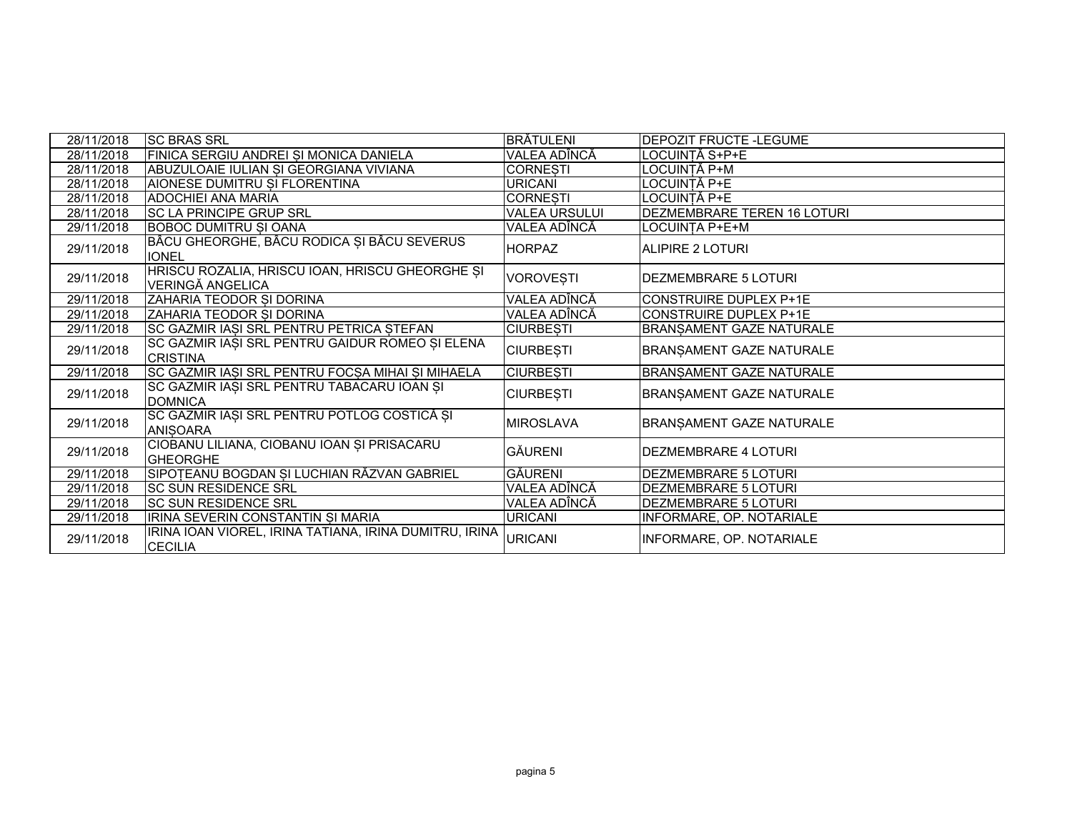| | | | |
|---|---|---|---|
| 28/11/2018 | SC BRAS SRL | BRĂTULENI | DEPOZIT FRUCTE -LEGUME |
| 28/11/2018 | FINICA SERGIU ANDREI ȘI MONICA DANIELA | VALEA ADÎNCĂ | LOCUINȚĂ S+P+E |
| 28/11/2018 | ABUZULOAIE IULIAN ȘI GEORGIANA VIVIANA | CORNEȘTI | LOCUINȚĂ P+M |
| 28/11/2018 | AIONESE DUMITRU ȘI FLORENTINA | URICANI | LOCUINȚĂ P+E |
| 28/11/2018 | ADOCHIEI ANA MARIA | CORNEȘTI | LOCUINȚĂ P+E |
| 28/11/2018 | SC LA PRINCIPE GRUP SRL | VALEA URSULUI | DEZMEMBRARE TEREN 16 LOTURI |
| 29/11/2018 | BOBOC DUMITRU ȘI OANA | VALEA ADÎNCĂ | LOCUINȚA P+E+M |
| 29/11/2018 | BĂCU GHEORGHE, BĂCU RODICA ȘI BĂCU SEVERUS IONEL | HORPAZ | ALIPIRE 2 LOTURI |
| 29/11/2018 | HRISCU ROZALIA, HRISCU IOAN, HRISCU GHEORGHE ȘI VERINGĂ ANGELICA | VOROVEȘTI | DEZMEMBRARE 5 LOTURI |
| 29/11/2018 | ZAHARIA TEODOR ȘI DORINA | VALEA ADÎNCĂ | CONSTRUIRE DUPLEX P+1E |
| 29/11/2018 | ZAHARIA TEODOR ȘI DORINA | VALEA ADÎNCĂ | CONSTRUIRE DUPLEX P+1E |
| 29/11/2018 | SC GAZMIR IAȘI SRL PENTRU PETRICA ȘTEFAN | CIURBEȘTI | BRANȘAMENT GAZE NATURALE |
| 29/11/2018 | SC GAZMIR IAȘI SRL PENTRU GAIDUR ROMEO ȘI ELENA CRISTINA | CIURBEȘTI | BRANȘAMENT GAZE NATURALE |
| 29/11/2018 | SC GAZMIR IAȘI SRL PENTRU FOCȘA MIHAI ȘI MIHAELA | CIURBEȘTI | BRANȘAMENT GAZE NATURALE |
| 29/11/2018 | SC GAZMIR IAȘI SRL PENTRU TABACARU IOAN ȘI DOMNICA | CIURBEȘTI | BRANȘAMENT GAZE NATURALE |
| 29/11/2018 | SC GAZMIR IAȘI SRL PENTRU POTLOG COSTICĂ ȘI ANIȘOARA | MIROSLAVA | BRANȘAMENT GAZE NATURALE |
| 29/11/2018 | CIOBANU LILIANA, CIOBANU IOAN ȘI PRISACARU GHEORGHE | GĂURENI | DEZMEMBRARE 4 LOTURI |
| 29/11/2018 | SIPOȚEANU BOGDAN ȘI LUCHIAN RĂZVAN GABRIEL | GĂURENI | DEZMEMBRARE 5 LOTURI |
| 29/11/2018 | SC SUN RESIDENCE SRL | VALEA ADÎNCĂ | DEZMEMBRARE 5 LOTURI |
| 29/11/2018 | SC SUN RESIDENCE SRL | VALEA ADÎNCĂ | DEZMEMBRARE 5 LOTURI |
| 29/11/2018 | IRINA SEVERIN CONSTANTIN ȘI MARIA | URICANI | INFORMARE, OP. NOTARIALE |
| 29/11/2018 | IRINA IOAN VIOREL, IRINA TATIANA, IRINA DUMITRU, IRINA CECILIA | URICANI | INFORMARE, OP. NOTARIALE |